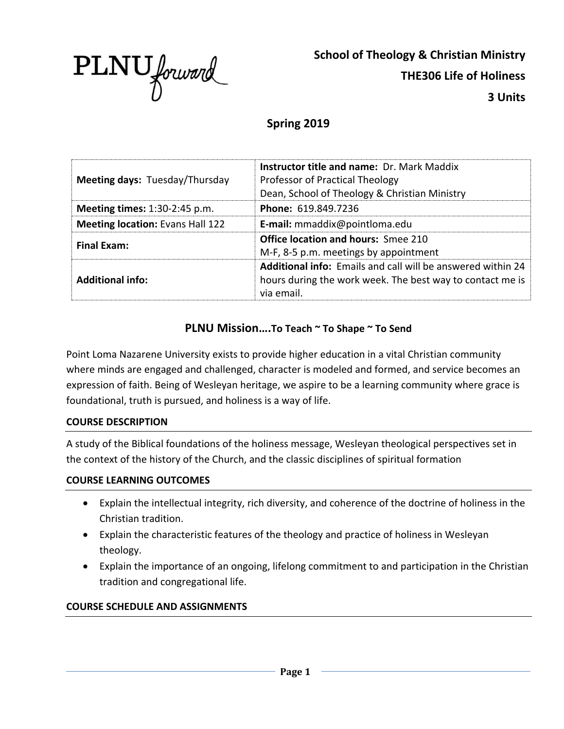PLNU forward

# School of Theology & Christian Ministry
# THE306 Life of Holiness
# 3 Units

## Spring 2019

| **Meeting days:** Tuesday/Thursday | **Instructor title and name:** Dr. Mark Maddix<br>Professor of Practical Theology<br>Dean, School of Theology & Christian Ministry |
|---|---|
| **Meeting times:** 1:30-2:45 p.m. | **Phone:** 619.849.7236 |
| **Meeting location:** Evans Hall 122 | **E-mail:** mmaddix@pointloma.edu |
| **Final Exam:** | **Office location and hours:** Smee 210<br>M-F, 8-5 p.m. meetings by appointment |
| **Additional info:** | **Additional info:** Emails and call will be answered within 24 hours during the work week. The best way to contact me is via email. |

## PLNU Mission….To Teach ~ To Shape ~ To Send

Point Loma Nazarene University exists to provide higher education in a vital Christian community where minds are engaged and challenged, character is modeled and formed, and service becomes an expression of faith. Being of Wesleyan heritage, we aspire to be a learning community where grace is foundational, truth is pursued, and holiness is a way of life.

### COURSE DESCRIPTION

A study of the Biblical foundations of the holiness message, Wesleyan theological perspectives set in the context of the history of the Church, and the classic disciplines of spiritual formation

### COURSE LEARNING OUTCOMES

- Explain the intellectual integrity, rich diversity, and coherence of the doctrine of holiness in the Christian tradition.
- Explain the characteristic features of the theology and practice of holiness in Wesleyan theology.
- Explain the importance of an ongoing, lifelong commitment to and participation in the Christian tradition and congregational life.

### COURSE SCHEDULE AND ASSIGNMENTS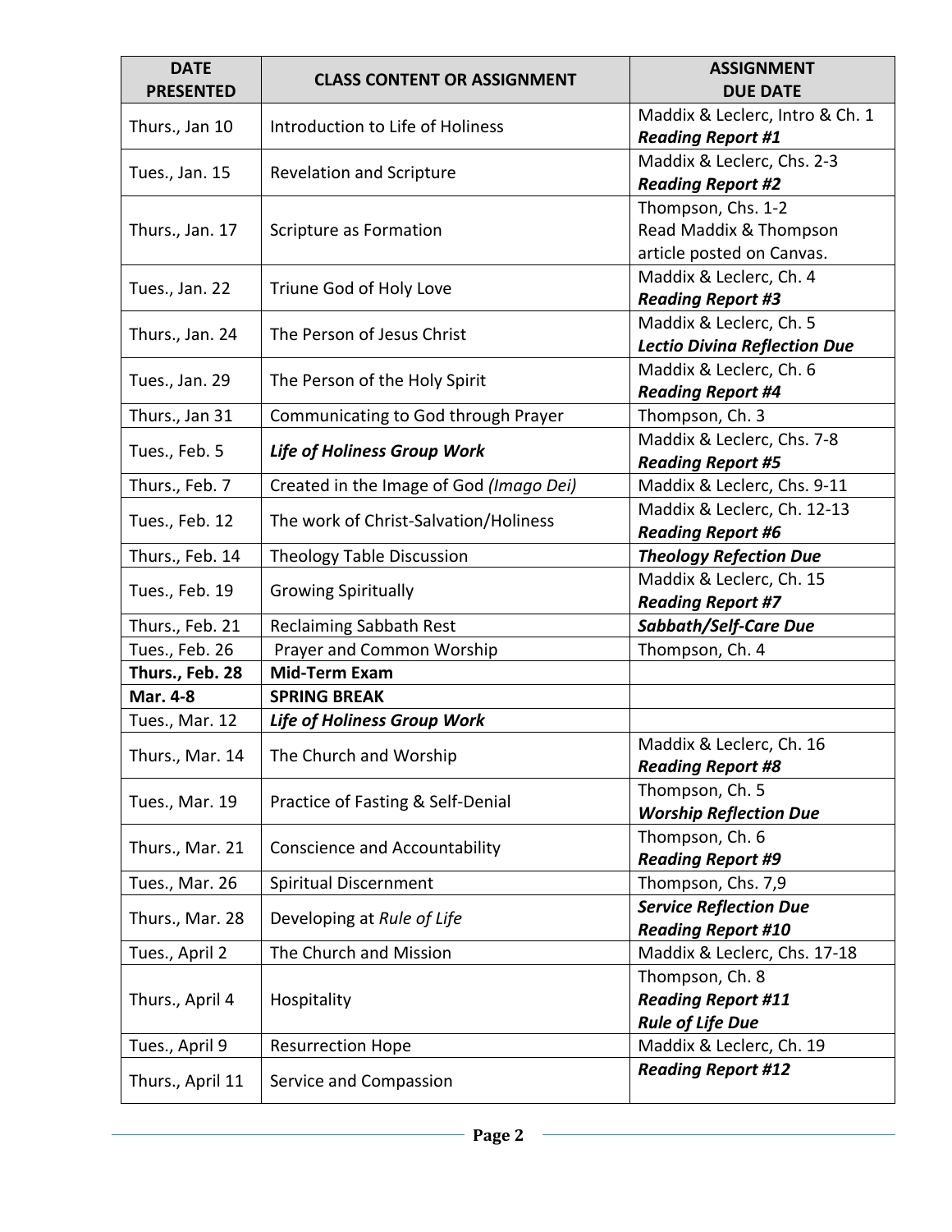| DATE PRESENTED | CLASS CONTENT OR ASSIGNMENT | ASSIGNMENT DUE DATE |
| --- | --- | --- |
| Thurs., Jan 10 | Introduction to Life of Holiness | Maddix & Leclerc, Intro & Ch. 1 ***Reading Report #1*** |
| Tues., Jan. 15 | Revelation and Scripture | Maddix & Leclerc, Chs. 2-3 ***Reading Report #2*** |
| Thurs., Jan. 17 | Scripture as Formation | Thompson, Chs. 1-2 Read Maddix & Thompson article posted on Canvas. |
| Tues., Jan. 22 | Triune God of Holy Love | Maddix & Leclerc, Ch. 4 ***Reading Report #3*** |
| Thurs., Jan. 24 | The Person of Jesus Christ | Maddix & Leclerc, Ch. 5 ***Lectio Divina Reflection Due*** |
| Tues., Jan. 29 | The Person of the Holy Spirit | Maddix & Leclerc, Ch. 6 ***Reading Report #4*** |
| Thurs., Jan 31 | Communicating to God through Prayer | Thompson, Ch. 3 |
| Tues., Feb. 5 | ***Life of Holiness Group Work*** | Maddix & Leclerc, Chs. 7-8 ***Reading Report #5*** |
| Thurs., Feb. 7 | Created in the Image of God *(Imago Dei)* | Maddix & Leclerc, Chs. 9-11 |
| Tues., Feb. 12 | The work of Christ-Salvation/Holiness | Maddix & Leclerc, Ch. 12-13 ***Reading Report #6*** |
| Thurs., Feb. 14 | Theology Table Discussion | ***Theology Refection Due*** |
| Tues., Feb. 19 | Growing Spiritually | Maddix & Leclerc, Ch. 15 ***Reading Report #7*** |
| Thurs., Feb. 21 | Reclaiming Sabbath Rest | ***Sabbath/Self-Care Due*** |
| Tues., Feb. 26 | Prayer and Common Worship | Thompson, Ch. 4 |
| **Thurs., Feb. 28** | **Mid-Term Exam** | |
| **Mar. 4-8** | **SPRING BREAK** | |
| Tues., Mar. 12 | ***Life of Holiness Group Work*** | |
| Thurs., Mar. 14 | The Church and Worship | Maddix & Leclerc, Ch. 16 ***Reading Report #8*** |
| Tues., Mar. 19 | Practice of Fasting & Self-Denial | Thompson, Ch. 5 ***Worship Reflection Due*** |
| Thurs., Mar. 21 | Conscience and Accountability | Thompson, Ch. 6 ***Reading Report #9*** |
| Tues., Mar. 26 | Spiritual Discernment | Thompson, Chs. 7,9 |
| Thurs., Mar. 28 | Developing at *Rule of Life* | ***Service Reflection Due*** ***Reading Report #10*** |
| Tues., April 2 | The Church and Mission | Maddix & Leclerc, Chs. 17-18 |
| Thurs., April 4 | Hospitality | Thompson, Ch. 8 ***Reading Report #11*** ***Rule of Life Due*** |
| Tues., April 9 | Resurrection Hope | Maddix & Leclerc, Ch. 19 |
| Thurs., April 11 | Service and Compassion | ***Reading Report #12*** |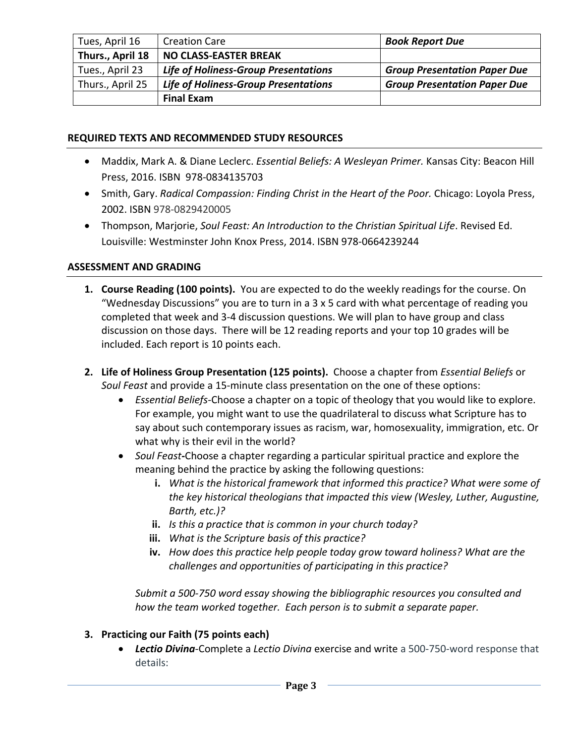| Tues, April 16 | Creation Care | ***Book Report Due*** |
|---|---|---|
| **Thurs., April 18** | **NO CLASS-EASTER BREAK** | |
| Tues., April 23 | ***Life of Holiness-Group Presentations*** | ***Group Presentation Paper Due*** |
| Thurs., April 25 | ***Life of Holiness-Group Presentations*** | ***Group Presentation Paper Due*** |
| | **Final Exam** | |

## REQUIRED TEXTS AND RECOMMENDED STUDY RESOURCES

- Maddix, Mark A. & Diane Leclerc. *Essential Beliefs: A Wesleyan Primer.* Kansas City: Beacon Hill Press, 2016. ISBN 978-0834135703
- Smith, Gary. *Radical Compassion: Finding Christ in the Heart of the Poor.* Chicago: Loyola Press, 2002. ISBN 978-0829420005
- Thompson, Marjorie, *Soul Feast: An Introduction to the Christian Spiritual Life*. Revised Ed. Louisville: Westminster John Knox Press, 2014. ISBN 978-0664239244

## ASSESSMENT AND GRADING

1. **Course Reading (100 points).** You are expected to do the weekly readings for the course. On "Wednesday Discussions" you are to turn in a 3 x 5 card with what percentage of reading you completed that week and 3-4 discussion questions. We will plan to have group and class discussion on those days. There will be 12 reading reports and your top 10 grades will be included. Each report is 10 points each.

2. **Life of Holiness Group Presentation (125 points).** Choose a chapter from *Essential Beliefs* or *Soul Feast* and provide a 15-minute class presentation on the one of these options:
   - *Essential Beliefs*-Choose a chapter on a topic of theology that you would like to explore. For example, you might want to use the quadrilateral to discuss what Scripture has to say about such contemporary issues as racism, war, homosexuality, immigration, etc. Or what why is their evil in the world?
   - *Soul Feast***-**Choose a chapter regarding a particular spiritual practice and explore the meaning behind the practice by asking the following questions:
     - **i.** *What is the historical framework that informed this practice? What were some of the key historical theologians that impacted this view (Wesley, Luther, Augustine, Barth, etc.)?*
     - **ii.** *Is this a practice that is common in your church today?*
     - **iii.** *What is the Scripture basis of this practice?*
     - **iv.** *How does this practice help people today grow toward holiness? What are the challenges and opportunities of participating in this practice?*

   *Submit a 500-750 word essay showing the bibliographic resources you consulted and how the team worked together. Each person is to submit a separate paper.*

3. **Practicing our Faith (75 points each)**
   - ***Lectio Divina***-Complete a *Lectio Divina* exercise and write a 500-750-word response that details: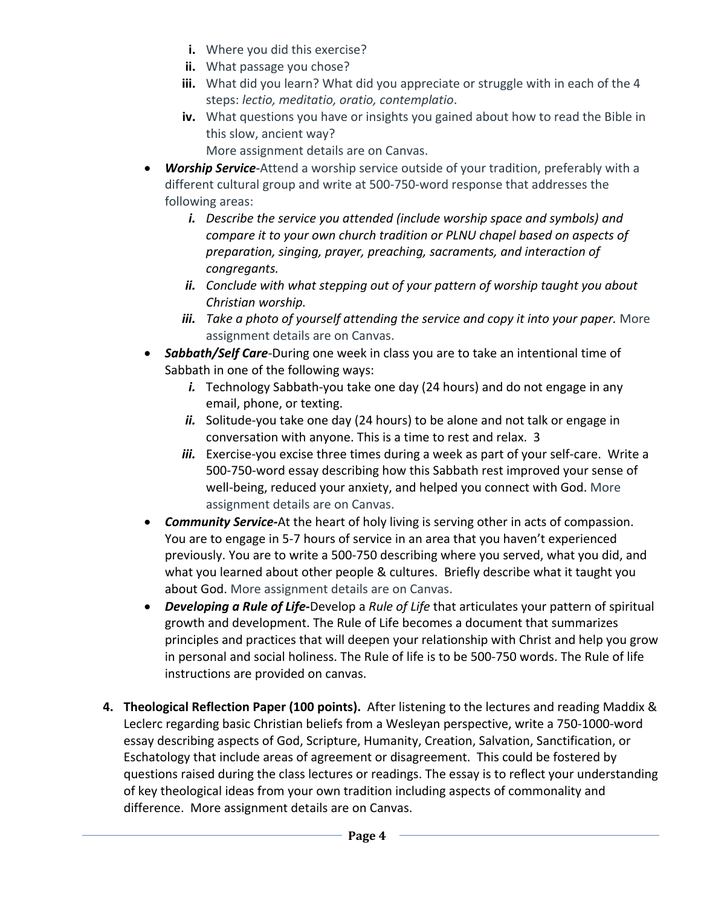i. Where you did this exercise?
   ii. What passage you chose?
   iii. What did you learn? What did you appreciate or struggle with in each of the 4 steps: *lectio, meditatio, oratio, contemplatio*.
   iv. What questions you have or insights you gained about how to read the Bible in this slow, ancient way?
   More assignment details are on Canvas.

- ***Worship Service***-Attend a worship service outside of your tradition, preferably with a different cultural group and write at 500-750-word response that addresses the following areas:
   ***i.*** *Describe the service you attended (include worship space and symbols) and compare it to your own church tradition or PLNU chapel based on aspects of preparation, singing, prayer, preaching, sacraments, and interaction of congregants.*
   ***ii.*** *Conclude with what stepping out of your pattern of worship taught you about Christian worship.*
   ***iii.*** *Take a photo of yourself attending the service and copy it into your paper.* More assignment details are on Canvas.
- ***Sabbath/Self Care***-During one week in class you are to take an intentional time of Sabbath in one of the following ways:
   ***i.*** Technology Sabbath-you take one day (24 hours) and do not engage in any email, phone, or texting.
   ***ii.*** Solitude-you take one day (24 hours) to be alone and not talk or engage in conversation with anyone. This is a time to rest and relax. 3
   ***iii.*** Exercise-you excise three times during a week as part of your self-care. Write a 500-750-word essay describing how this Sabbath rest improved your sense of well-being, reduced your anxiety, and helped you connect with God. More assignment details are on Canvas.
- ***Community Service-***At the heart of holy living is serving other in acts of compassion. You are to engage in 5-7 hours of service in an area that you haven't experienced previously. You are to write a 500-750 describing where you served, what you did, and what you learned about other people & cultures. Briefly describe what it taught you about God. More assignment details are on Canvas.
- ***Developing a Rule of Life-***Develop a *Rule of Life* that articulates your pattern of spiritual growth and development. The Rule of Life becomes a document that summarizes principles and practices that will deepen your relationship with Christ and help you grow in personal and social holiness. The Rule of life is to be 500-750 words. The Rule of life instructions are provided on canvas.

4. **Theological Reflection Paper (100 points).** After listening to the lectures and reading Maddix & Leclerc regarding basic Christian beliefs from a Wesleyan perspective, write a 750-1000-word essay describing aspects of God, Scripture, Humanity, Creation, Salvation, Sanctification, or Eschatology that include areas of agreement or disagreement. This could be fostered by questions raised during the class lectures or readings. The essay is to reflect your understanding of key theological ideas from your own tradition including aspects of commonality and difference. More assignment details are on Canvas.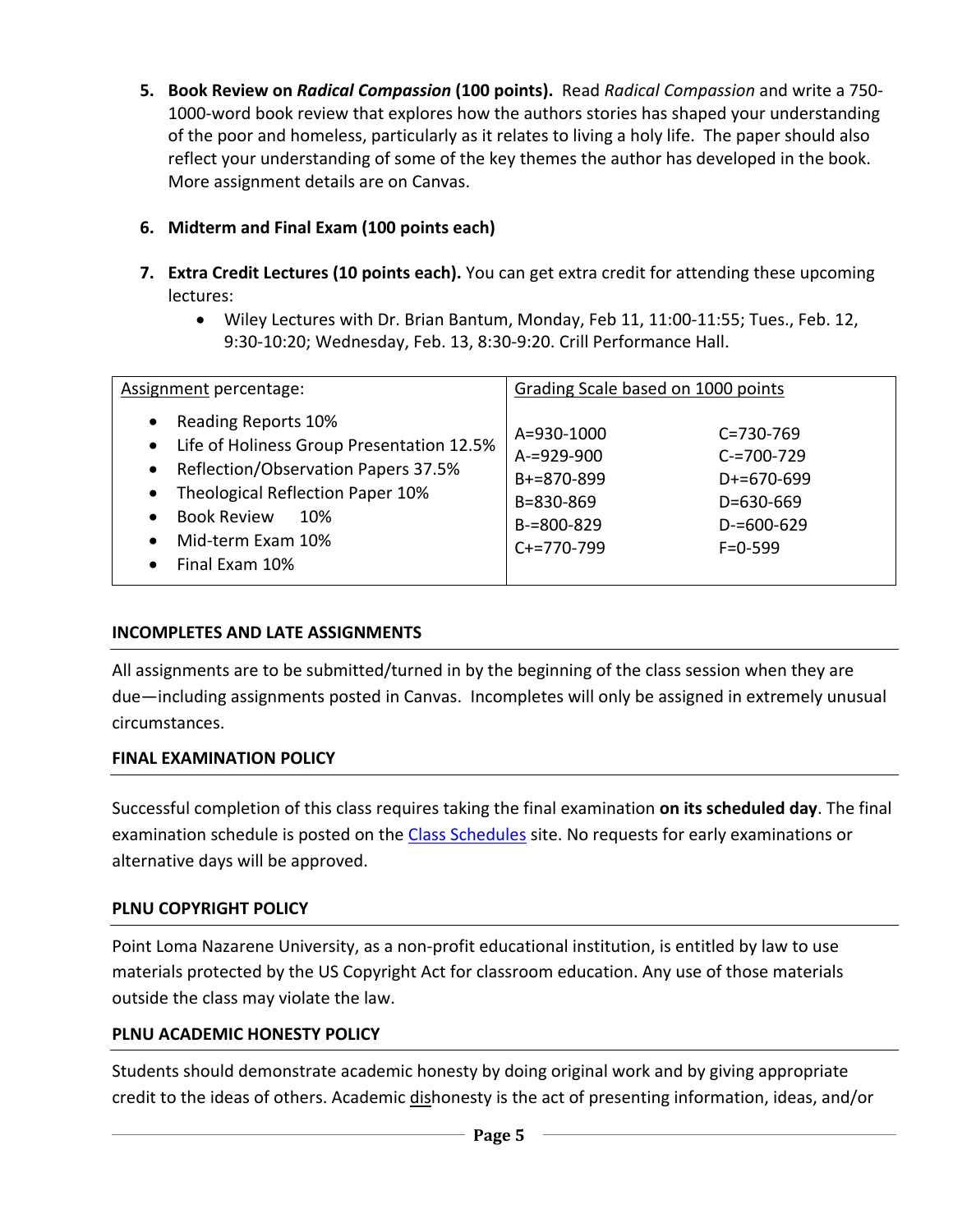5. **Book Review on *Radical Compassion* (100 points).** Read *Radical Compassion* and write a 750-1000-word book review that explores how the authors stories has shaped your understanding of the poor and homeless, particularly as it relates to living a holy life. The paper should also reflect your understanding of some of the key themes the author has developed in the book. More assignment details are on Canvas.

6. **Midterm and Final Exam (100 points each)**

7. **Extra Credit Lectures (10 points each).** You can get extra credit for attending these upcoming lectures:
   - Wiley Lectures with Dr. Brian Bantum, Monday, Feb 11, 11:00-11:55; Tues., Feb. 12, 9:30-10:20; Wednesday, Feb. 13, 8:30-9:20. Crill Performance Hall.

| Assignment percentage: | Grading Scale based on 1000 points | |
|---|---|---|
| • Reading Reports 10%<br>• Life of Holiness Group Presentation 12.5%<br>• Reflection/Observation Papers 37.5%<br>• Theological Reflection Paper 10%<br>• Book Review 10%<br>• Mid-term Exam 10%<br>• Final Exam 10% | A=930-1000<br>A-=929-900<br>B+=870-899<br>B=830-869<br>B-=800-829<br>C+=770-799 | C=730-769<br>C-=700-729<br>D+=670-699<br>D=630-669<br>D-=600-629<br>F=0-599 |

### INCOMPLETES AND LATE ASSIGNMENTS

All assignments are to be submitted/turned in by the beginning of the class session when they are due—including assignments posted in Canvas. Incompletes will only be assigned in extremely unusual circumstances.

### FINAL EXAMINATION POLICY

Successful completion of this class requires taking the final examination **on its scheduled day**. The final examination schedule is posted on the Class Schedules site. No requests for early examinations or alternative days will be approved.

### PLNU COPYRIGHT POLICY

Point Loma Nazarene University, as a non-profit educational institution, is entitled by law to use materials protected by the US Copyright Act for classroom education. Any use of those materials outside the class may violate the law.

### PLNU ACADEMIC HONESTY POLICY

Students should demonstrate academic honesty by doing original work and by giving appropriate credit to the ideas of others. Academic dishonesty is the act of presenting information, ideas, and/or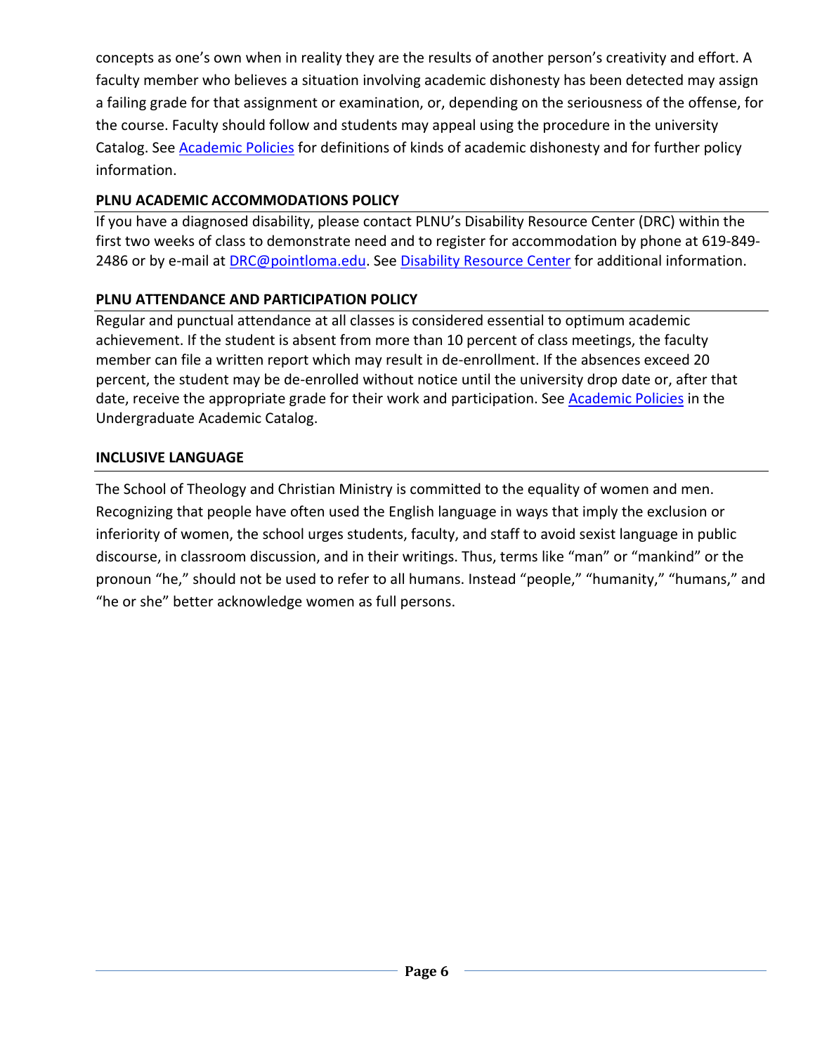concepts as one's own when in reality they are the results of another person's creativity and effort. A faculty member who believes a situation involving academic dishonesty has been detected may assign a failing grade for that assignment or examination, or, depending on the seriousness of the offense, for the course. Faculty should follow and students may appeal using the procedure in the university Catalog. See Academic Policies for definitions of kinds of academic dishonesty and for further policy information.

### PLNU ACADEMIC ACCOMMODATIONS POLICY

If you have a diagnosed disability, please contact PLNU's Disability Resource Center (DRC) within the first two weeks of class to demonstrate need and to register for accommodation by phone at 619-849-2486 or by e-mail at DRC@pointloma.edu. See Disability Resource Center for additional information.

### PLNU ATTENDANCE AND PARTICIPATION POLICY

Regular and punctual attendance at all classes is considered essential to optimum academic achievement. If the student is absent from more than 10 percent of class meetings, the faculty member can file a written report which may result in de-enrollment. If the absences exceed 20 percent, the student may be de-enrolled without notice until the university drop date or, after that date, receive the appropriate grade for their work and participation. See Academic Policies in the Undergraduate Academic Catalog.

### INCLUSIVE LANGUAGE

The School of Theology and Christian Ministry is committed to the equality of women and men. Recognizing that people have often used the English language in ways that imply the exclusion or inferiority of women, the school urges students, faculty, and staff to avoid sexist language in public discourse, in classroom discussion, and in their writings. Thus, terms like "man" or "mankind" or the pronoun "he," should not be used to refer to all humans. Instead "people," "humanity," "humans," and "he or she" better acknowledge women as full persons.